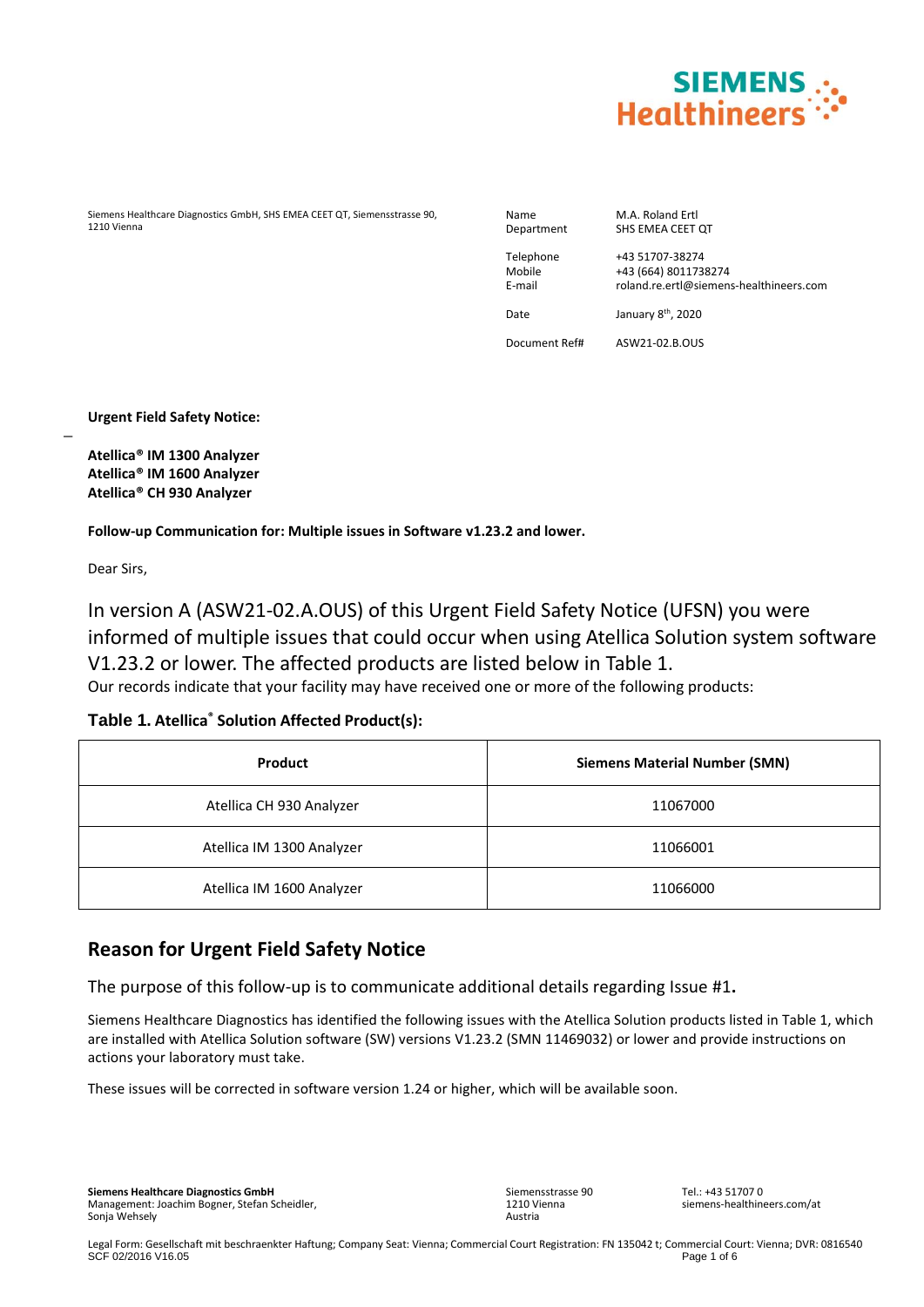Siemens Healthcare Diagnostics GmbH, SHS EMEA CEET QT, Siemensstrasse 90, 1210 Vienna

| | |
|---|---|
| Name | M.A. Roland Ertl |
| Department | SHS EMEA CEET QT |
| Telephone | +43 51707-38274 |
| Mobile | +43 (664) 8011738274 |
| E-mail | roland.re.ertl@siemens-healthineers.com |
| Date | January 8th, 2020 |
| Document Ref# | ASW21-02.B.OUS |

**Urgent Field Safety Notice:**

**Atellica® IM 1300 Analyzer**
**Atellica® IM 1600 Analyzer**
**Atellica® CH 930 Analyzer**

**Follow-up Communication for: Multiple issues in Software v1.23.2 and lower.**

Dear Sirs,

In version A (ASW21-02.A.OUS) of this Urgent Field Safety Notice (UFSN) you were informed of multiple issues that could occur when using Atellica Solution system software V1.23.2 or lower. The affected products are listed below in Table 1.
Our records indicate that your facility may have received one or more of the following products:

**Table 1. Atellica® Solution Affected Product(s):**

| Product | Siemens Material Number (SMN) |
|---|---|
| Atellica CH 930 Analyzer | 11067000 |
| Atellica IM 1300 Analyzer | 11066001 |
| Atellica IM 1600 Analyzer | 11066000 |

## Reason for Urgent Field Safety Notice

The purpose of this follow-up is to communicate additional details regarding Issue #1**.**

Siemens Healthcare Diagnostics has identified the following issues with the Atellica Solution products listed in Table 1, which are installed with Atellica Solution software (SW) versions V1.23.2 (SMN 11469032) or lower and provide instructions on actions your laboratory must take.

These issues will be corrected in software version 1.24 or higher, which will be available soon.

**Siemens Healthcare Diagnostics GmbH**
Management: Joachim Bogner, Stefan Scheidler, Sonja Wehsely

Siemensstrasse 90
1210 Vienna
Austria

Tel.: +43 51707 0
siemens-healthineers.com/at

Legal Form: Gesellschaft mit beschraenkter Haftung; Company Seat: Vienna; Commercial Court Registration: FN 135042 t; Commercial Court: Vienna; DVR: 0816540
SCF 02/2016 V16.05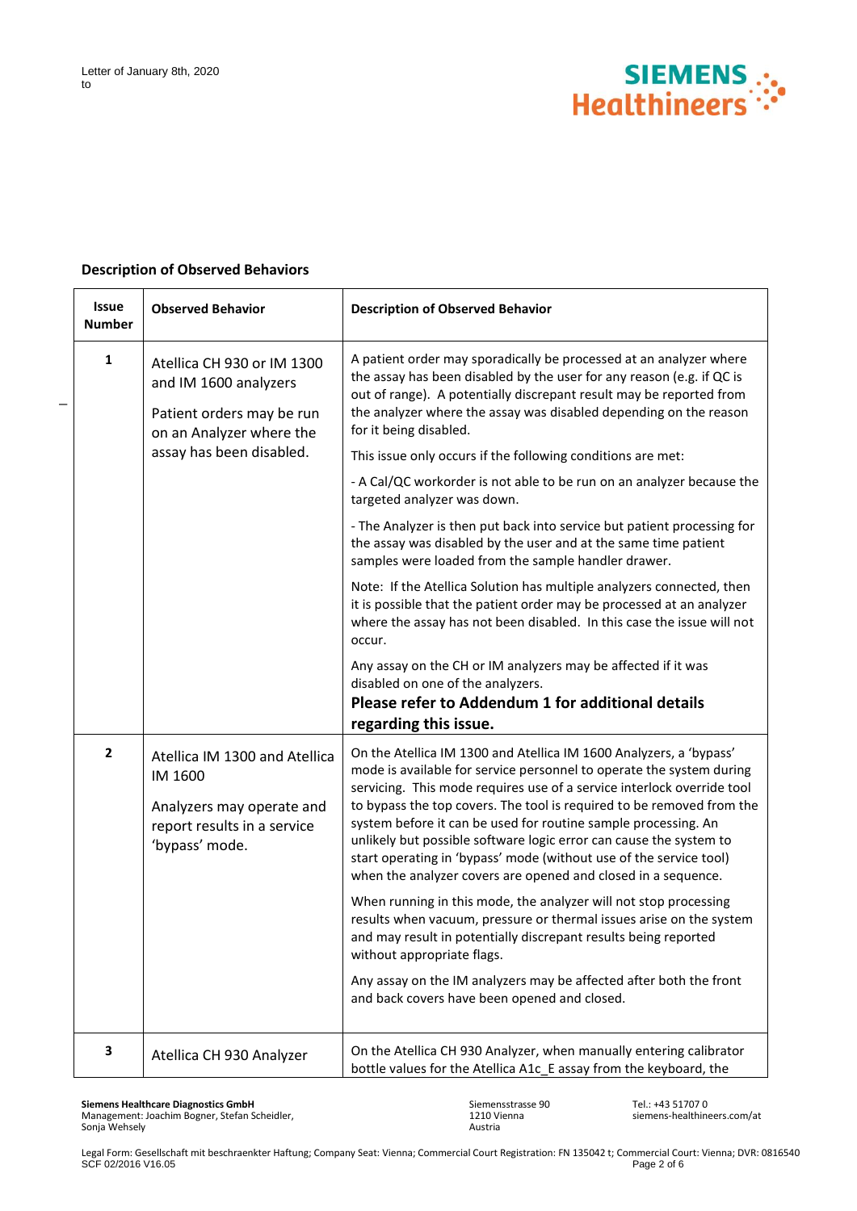### Description of Observed Behaviors

| Issue Number | Observed Behavior | Description of Observed Behavior |
|---|---|---|
| 1 | Atellica CH 930 or IM 1300 and IM 1600 analyzers<br><br>Patient orders may be run on an Analyzer where the assay has been disabled. | A patient order may sporadically be processed at an analyzer where the assay has been disabled by the user for any reason (e.g. if QC is out of range). A potentially discrepant result may be reported from the analyzer where the assay was disabled depending on the reason for it being disabled.<br><br>This issue only occurs if the following conditions are met:<br><br>- A Cal/QC workorder is not able to be run on an analyzer because the targeted analyzer was down.<br><br>- The Analyzer is then put back into service but patient processing for the assay was disabled by the user and at the same time patient samples were loaded from the sample handler drawer.<br><br>Note: If the Atellica Solution has multiple analyzers connected, then it is possible that the patient order may be processed at an analyzer where the assay has not been disabled. In this case the issue will not occur.<br><br>Any assay on the CH or IM analyzers may be affected if it was disabled on one of the analyzers.<br>**Please refer to Addendum 1 for additional details regarding this issue.** |
| 2 | Atellica IM 1300 and Atellica IM 1600<br><br>Analyzers may operate and report results in a service 'bypass' mode. | On the Atellica IM 1300 and Atellica IM 1600 Analyzers, a 'bypass' mode is available for service personnel to operate the system during servicing. This mode requires use of a service interlock override tool to bypass the top covers. The tool is required to be removed from the system before it can be used for routine sample processing. An unlikely but possible software logic error can cause the system to start operating in 'bypass' mode (without use of the service tool) when the analyzer covers are opened and closed in a sequence.<br><br>When running in this mode, the analyzer will not stop processing results when vacuum, pressure or thermal issues arise on the system and may result in potentially discrepant results being reported without appropriate flags.<br><br>Any assay on the IM analyzers may be affected after both the front and back covers have been opened and closed. |
| 3 | Atellica CH 930 Analyzer | On the Atellica CH 930 Analyzer, when manually entering calibrator bottle values for the Atellica A1c_E assay from the keyboard, the |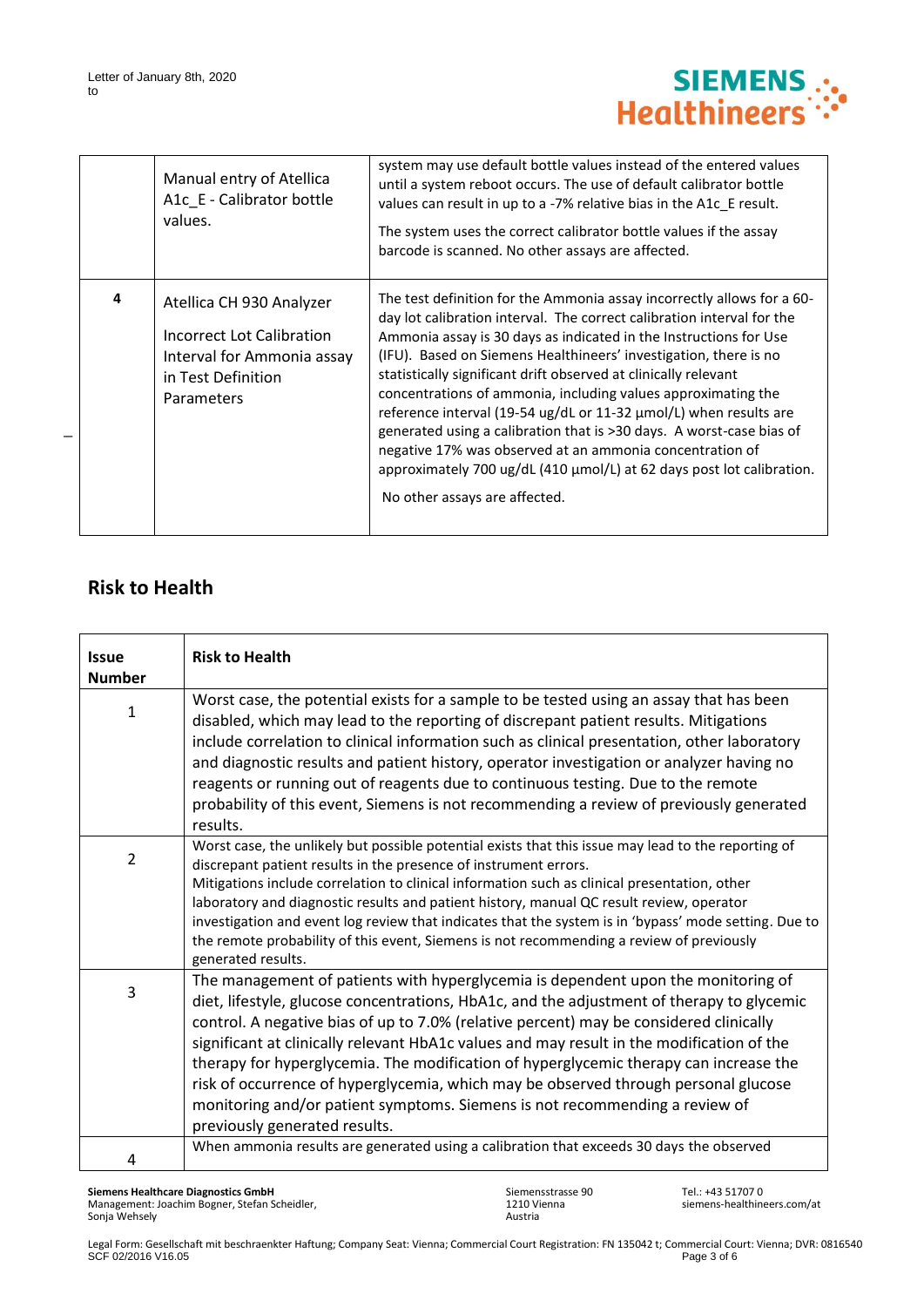| | | |
|---|---|---|
| | Manual entry of Atellica A1c_E - Calibrator bottle values. | system may use default bottle values instead of the entered values until a system reboot occurs. The use of default calibrator bottle values can result in up to a -7% relative bias in the A1c_E result. The system uses the correct calibrator bottle values if the assay barcode is scanned. No other assays are affected. |
| 4 | Atellica CH 930 Analyzer Incorrect Lot Calibration Interval for Ammonia assay in Test Definition Parameters | The test definition for the Ammonia assay incorrectly allows for a 60-day lot calibration interval. The correct calibration interval for the Ammonia assay is 30 days as indicated in the Instructions for Use (IFU). Based on Siemens Healthineers' investigation, there is no statistically significant drift observed at clinically relevant concentrations of ammonia, including values approximating the reference interval (19-54 ug/dL or 11-32 µmol/L) when results are generated using a calibration that is >30 days. A worst-case bias of negative 17% was observed at an ammonia concentration of approximately 700 ug/dL (410 µmol/L) at 62 days post lot calibration. No other assays are affected. |

## Risk to Health

| Issue Number | Risk to Health |
|---|---|
| 1 | Worst case, the potential exists for a sample to be tested using an assay that has been disabled, which may lead to the reporting of discrepant patient results. Mitigations include correlation to clinical information such as clinical presentation, other laboratory and diagnostic results and patient history, operator investigation or analyzer having no reagents or running out of reagents due to continuous testing. Due to the remote probability of this event, Siemens is not recommending a review of previously generated results. |
| 2 | Worst case, the unlikely but possible potential exists that this issue may lead to the reporting of discrepant patient results in the presence of instrument errors. Mitigations include correlation to clinical information such as clinical presentation, other laboratory and diagnostic results and patient history, manual QC result review, operator investigation and event log review that indicates that the system is in 'bypass' mode setting. Due to the remote probability of this event, Siemens is not recommending a review of previously generated results. |
| 3 | The management of patients with hyperglycemia is dependent upon the monitoring of diet, lifestyle, glucose concentrations, HbA1c, and the adjustment of therapy to glycemic control. A negative bias of up to 7.0% (relative percent) may be considered clinically significant at clinically relevant HbA1c values and may result in the modification of the therapy for hyperglycemia. The modification of hyperglycemic therapy can increase the risk of occurrence of hyperglycemia, which may be observed through personal glucose monitoring and/or patient symptoms. Siemens is not recommending a review of previously generated results. |
| 4 | When ammonia results are generated using a calibration that exceeds 30 days the observed |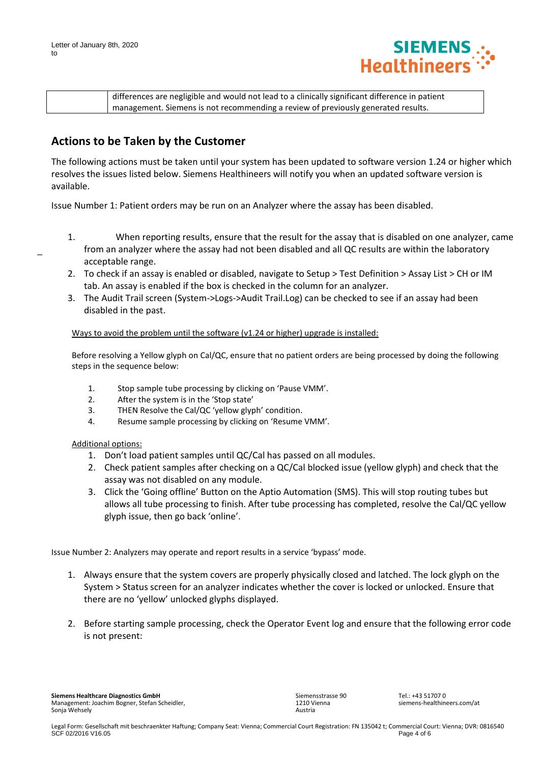| | differences are negligible and would not lead to a clinically significant difference in patient management. Siemens is not recommending a review of previously generated results. |
|---|---|

## Actions to be Taken by the Customer

The following actions must be taken until your system has been updated to software version 1.24 or higher which resolves the issues listed below. Siemens Healthineers will notify you when an updated software version is available.

Issue Number 1: Patient orders may be run on an Analyzer where the assay has been disabled.

1. When reporting results, ensure that the result for the assay that is disabled on one analyzer, came from an analyzer where the assay had not been disabled and all QC results are within the laboratory acceptable range.
2. To check if an assay is enabled or disabled, navigate to Setup > Test Definition > Assay List > CH or IM tab. An assay is enabled if the box is checked in the column for an analyzer.
3. The Audit Trail screen (System->Logs->Audit Trail.Log) can be checked to see if an assay had been disabled in the past.

Ways to avoid the problem until the software (v1.24 or higher) upgrade is installed:

Before resolving a Yellow glyph on Cal/QC, ensure that no patient orders are being processed by doing the following steps in the sequence below:

1. Stop sample tube processing by clicking on 'Pause VMM'.
2. After the system is in the 'Stop state'
3. THEN Resolve the Cal/QC 'yellow glyph' condition.
4. Resume sample processing by clicking on 'Resume VMM'.

Additional options:

1. Don't load patient samples until QC/Cal has passed on all modules.
2. Check patient samples after checking on a QC/Cal blocked issue (yellow glyph) and check that the assay was not disabled on any module.
3. Click the 'Going offline' Button on the Aptio Automation (SMS). This will stop routing tubes but allows all tube processing to finish. After tube processing has completed, resolve the Cal/QC yellow glyph issue, then go back 'online'.

Issue Number 2: Analyzers may operate and report results in a service 'bypass' mode.

1. Always ensure that the system covers are properly physically closed and latched. The lock glyph on the System > Status screen for an analyzer indicates whether the cover is locked or unlocked. Ensure that there are no 'yellow' unlocked glyphs displayed.
2. Before starting sample processing, check the Operator Event log and ensure that the following error code is not present: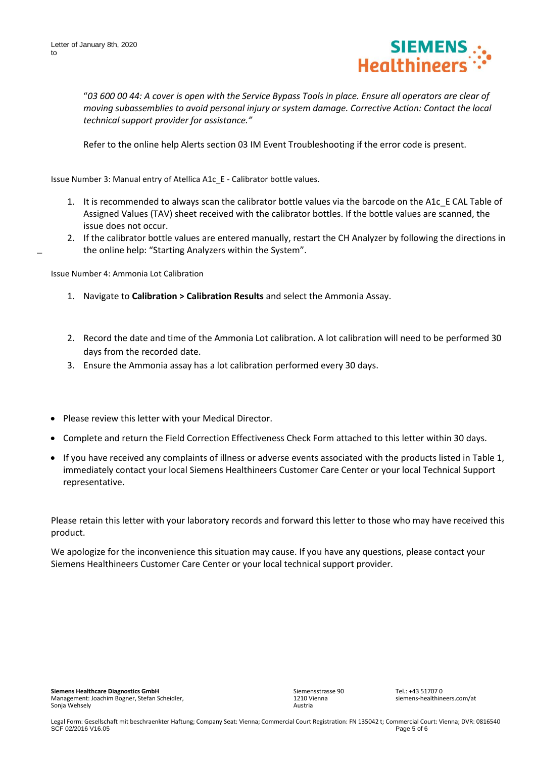"*03 600 00 44: A cover is open with the Service Bypass Tools in place. Ensure all operators are clear of moving subassemblies to avoid personal injury or system damage. Corrective Action: Contact the local technical support provider for assistance.*"

Refer to the online help Alerts section 03 IM Event Troubleshooting if the error code is present.

Issue Number 3: Manual entry of Atellica A1c_E - Calibrator bottle values.

1. It is recommended to always scan the calibrator bottle values via the barcode on the A1c_E CAL Table of Assigned Values (TAV) sheet received with the calibrator bottles. If the bottle values are scanned, the issue does not occur.
2. If the calibrator bottle values are entered manually, restart the CH Analyzer by following the directions in the online help: "Starting Analyzers within the System".

Issue Number 4: Ammonia Lot Calibration

1. Navigate to **Calibration > Calibration Results** and select the Ammonia Assay.
2. Record the date and time of the Ammonia Lot calibration. A lot calibration will need to be performed 30 days from the recorded date.
3. Ensure the Ammonia assay has a lot calibration performed every 30 days.

- Please review this letter with your Medical Director.
- Complete and return the Field Correction Effectiveness Check Form attached to this letter within 30 days.
- If you have received any complaints of illness or adverse events associated with the products listed in Table 1, immediately contact your local Siemens Healthineers Customer Care Center or your local Technical Support representative.

Please retain this letter with your laboratory records and forward this letter to those who may have received this product.

We apologize for the inconvenience this situation may cause. If you have any questions, please contact your Siemens Healthineers Customer Care Center or your local technical support provider.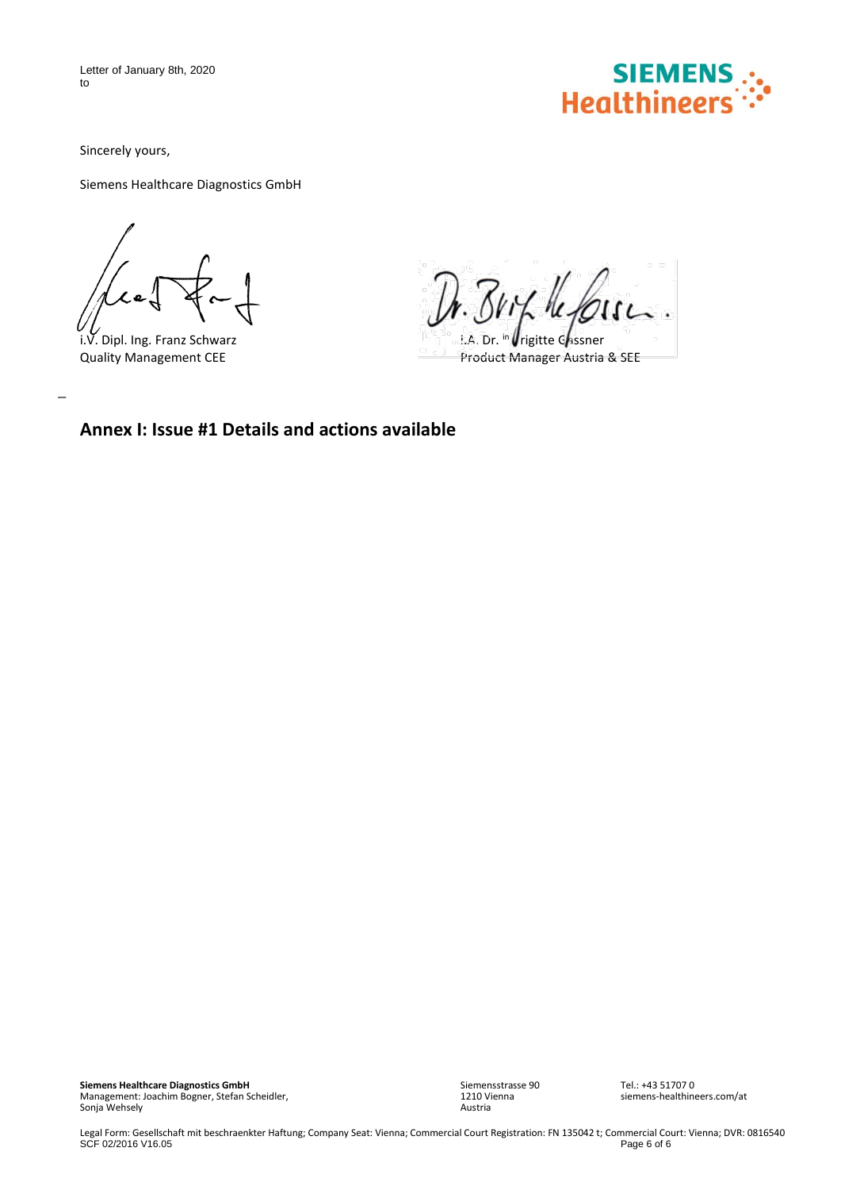Sincerely yours,

Siemens Healthcare Diagnostics GmbH

| | |
|---|---|
| i.V. Dipl. Ing. Franz Schwarz | i.A. Dr. in Brigitte Gassner |
| Quality Management CEE | Product Manager Austria & SEE |

## Annex I: Issue #1 Details and actions available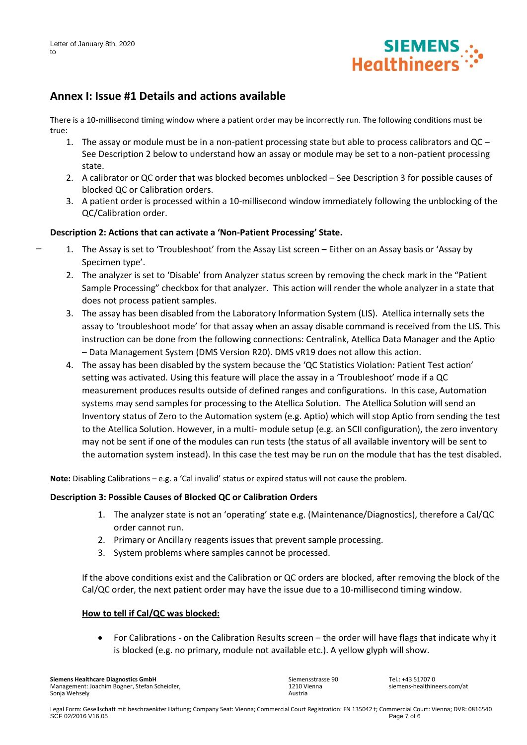## Annex I: Issue #1 Details and actions available

There is a 10-millisecond timing window where a patient order may be incorrectly run. The following conditions must be true:

1. The assay or module must be in a non-patient processing state but able to process calibrators and QC – See Description 2 below to understand how an assay or module may be set to a non-patient processing state.
2. A calibrator or QC order that was blocked becomes unblocked – See Description 3 for possible causes of blocked QC or Calibration orders.
3. A patient order is processed within a 10-millisecond window immediately following the unblocking of the QC/Calibration order.

**Description 2: Actions that can activate a 'Non-Patient Processing' State.**

1. The Assay is set to 'Troubleshoot' from the Assay List screen – Either on an Assay basis or 'Assay by Specimen type'.
2. The analyzer is set to 'Disable' from Analyzer status screen by removing the check mark in the "Patient Sample Processing" checkbox for that analyzer. This action will render the whole analyzer in a state that does not process patient samples.
3. The assay has been disabled from the Laboratory Information System (LIS). Atellica internally sets the assay to 'troubleshoot mode' for that assay when an assay disable command is received from the LIS. This instruction can be done from the following connections: Centralink, Atellica Data Manager and the Aptio – Data Management System (DMS Version R20). DMS vR19 does not allow this action.
4. The assay has been disabled by the system because the 'QC Statistics Violation: Patient Test action' setting was activated. Using this feature will place the assay in a 'Troubleshoot' mode if a QC measurement produces results outside of defined ranges and configurations. In this case, Automation systems may send samples for processing to the Atellica Solution. The Atellica Solution will send an Inventory status of Zero to the Automation system (e.g. Aptio) which will stop Aptio from sending the test to the Atellica Solution. However, in a multi- module setup (e.g. an SCII configuration), the zero inventory may not be sent if one of the modules can run tests (the status of all available inventory will be sent to the automation system instead). In this case the test may be run on the module that has the test disabled.

**Note:** Disabling Calibrations – e.g. a 'Cal invalid' status or expired status will not cause the problem.

**Description 3: Possible Causes of Blocked QC or Calibration Orders**

1. The analyzer state is not an 'operating' state e.g. (Maintenance/Diagnostics), therefore a Cal/QC order cannot run.
2. Primary or Ancillary reagents issues that prevent sample processing.
3. System problems where samples cannot be processed.

If the above conditions exist and the Calibration or QC orders are blocked, after removing the block of the Cal/QC order, the next patient order may have the issue due to a 10-millisecond timing window.

**How to tell if Cal/QC was blocked:**

- For Calibrations - on the Calibration Results screen – the order will have flags that indicate why it is blocked (e.g. no primary, module not available etc.). A yellow glyph will show.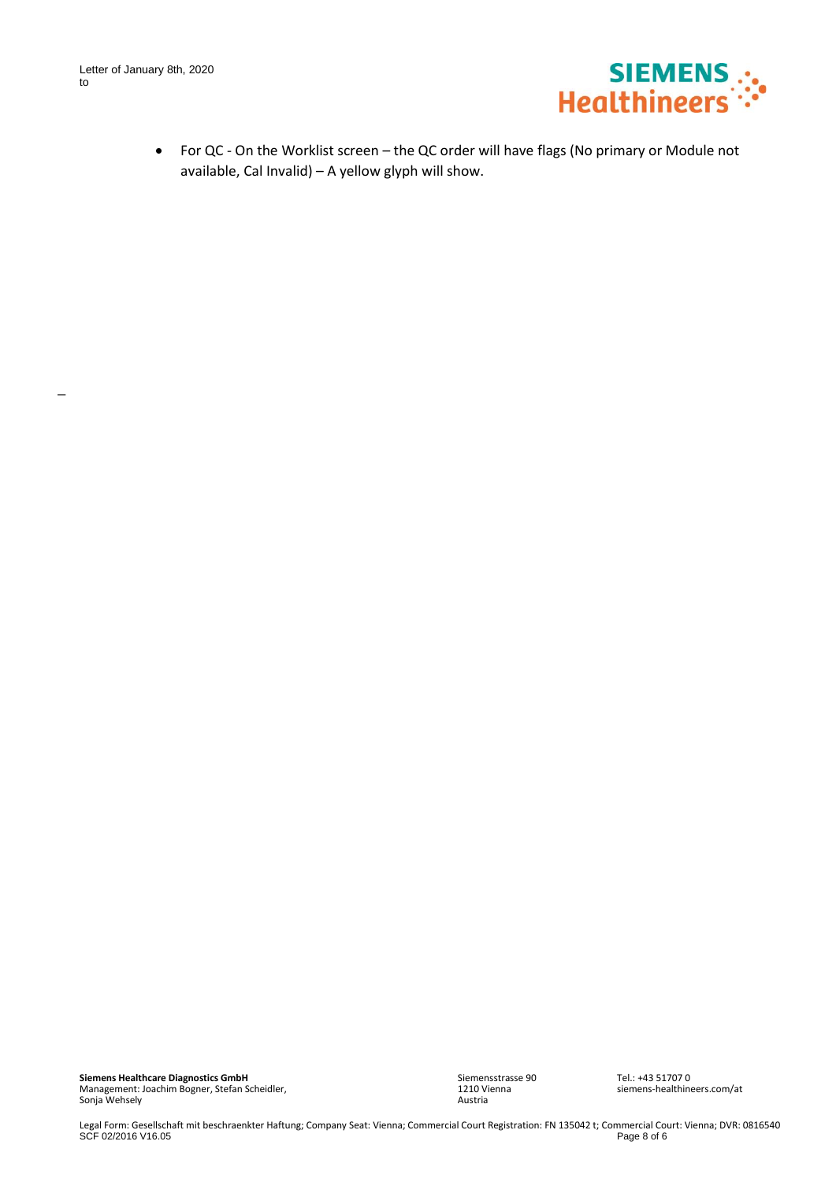- For QC - On the Worklist screen – the QC order will have flags (No primary or Module not available, Cal Invalid) – A yellow glyph will show.